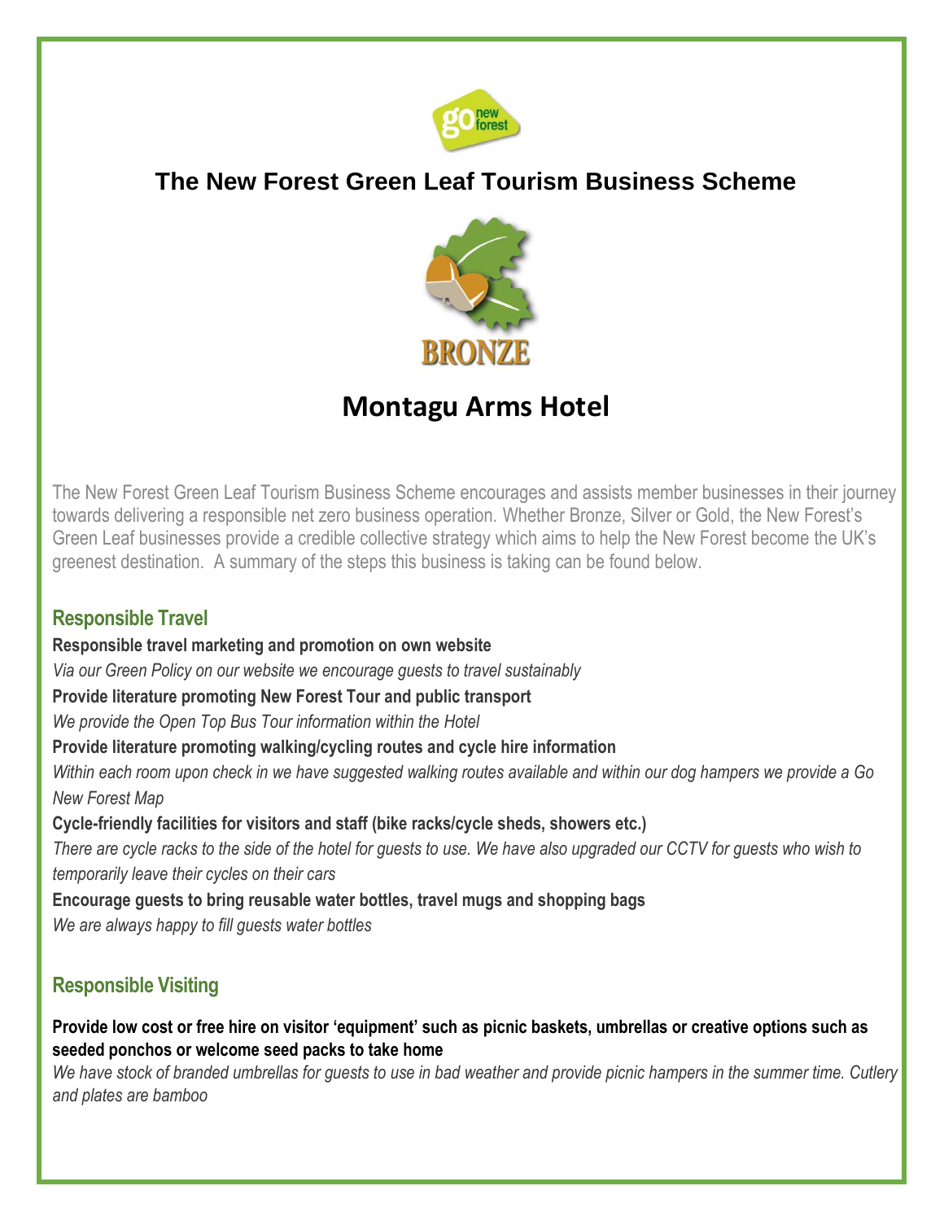# The New Forest Green Leaf Tourism Business Scheme

BRONZE

## Montagu Arms Hotel

The New Forest Green Leaf Tourism Business Scheme encourages and assists member businesses in their journey towards delivering a responsible net zero business operation. Whether Bronze, Silver or Gold, the New Forest's Green Leaf businesses provide a credible collective strategy which aims to help the New Forest become the UK's greenest destination. A summary of the steps this business is taking can be found below.

### Responsible Travel

**Responsible travel marketing and promotion on own website**

*Via our Green Policy on our website we encourage guests to travel sustainably*

**Provide literature promoting New Forest Tour and public transport**

*We provide the Open Top Bus Tour information within the Hotel*

**Provide literature promoting walking/cycling routes and cycle hire information**

*Within each room upon check in we have suggested walking routes available and within our dog hampers we provide a Go New Forest Map*

**Cycle-friendly facilities for visitors and staff (bike racks/cycle sheds, showers etc.)**

*There are cycle racks to the side of the hotel for guests to use. We have also upgraded our CCTV for guests who wish to temporarily leave their cycles on their cars*

**Encourage guests to bring reusable water bottles, travel mugs and shopping bags**

*We are always happy to fill guests water bottles*

### Responsible Visiting

**Provide low cost or free hire on visitor 'equipment' such as picnic baskets, umbrellas or creative options such as seeded ponchos or welcome seed packs to take home**

*We have stock of branded umbrellas for guests to use in bad weather and provide picnic hampers in the summer time. Cutlery and plates are bamboo*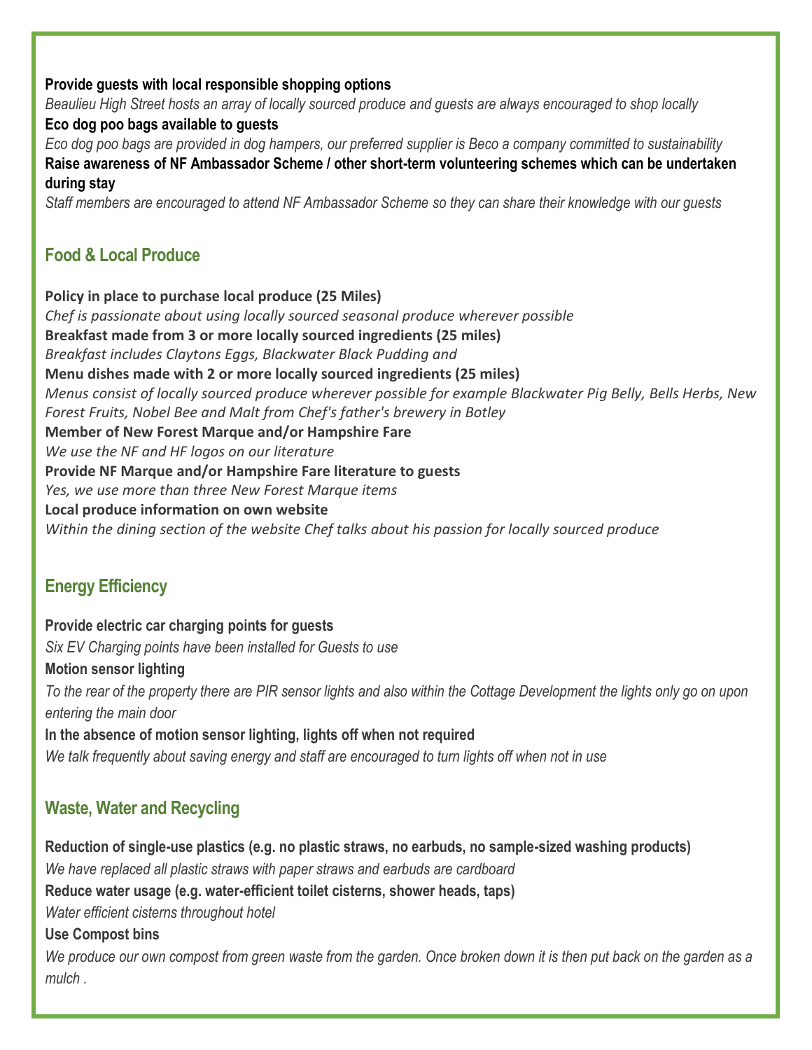**Provide guests with local responsible shopping options**

*Beaulieu High Street hosts an array of locally sourced produce and guests are always encouraged to shop locally*

**Eco dog poo bags available to guests**

*Eco dog poo bags are provided in dog hampers, our preferred supplier is Beco a company committed to sustainability*

**Raise awareness of NF Ambassador Scheme / other short-term volunteering schemes which can be undertaken during stay**

*Staff members are encouraged to attend NF Ambassador Scheme so they can share their knowledge with our guests*

## Food & Local Produce

**Policy in place to purchase local produce (25 Miles)**

*Chef is passionate about using locally sourced seasonal produce wherever possible*

**Breakfast made from 3 or more locally sourced ingredients (25 miles)**

*Breakfast includes Claytons Eggs, Blackwater Black Pudding and*

**Menu dishes made with 2 or more locally sourced ingredients (25 miles)**

*Menus consist of locally sourced produce wherever possible for example Blackwater Pig Belly, Bells Herbs, New Forest Fruits, Nobel Bee and Malt from Chef's father's brewery in Botley*

**Member of New Forest Marque and/or Hampshire Fare**

*We use the NF and HF logos on our literature*

**Provide NF Marque and/or Hampshire Fare literature to guests**

*Yes, we use more than three New Forest Marque items*

**Local produce information on own website**

*Within the dining section of the website Chef talks about his passion for locally sourced produce*

## Energy Efficiency

**Provide electric car charging points for guests**

*Six EV Charging points have been installed for Guests to use*

**Motion sensor lighting**

*To the rear of the property there are PIR sensor lights and also within the Cottage Development the lights only go on upon entering the main door*

**In the absence of motion sensor lighting, lights off when not required**

*We talk frequently about saving energy and staff are encouraged to turn lights off when not in use*

## Waste, Water and Recycling

**Reduction of single-use plastics (e.g. no plastic straws, no earbuds, no sample-sized washing products)**

*We have replaced all plastic straws with paper straws and earbuds are cardboard*

**Reduce water usage (e.g. water-efficient toilet cisterns, shower heads, taps)**

*Water efficient cisterns throughout hotel*

**Use Compost bins**

*We produce our own compost from green waste from the garden. Once broken down it is then put back on the garden as a mulch .*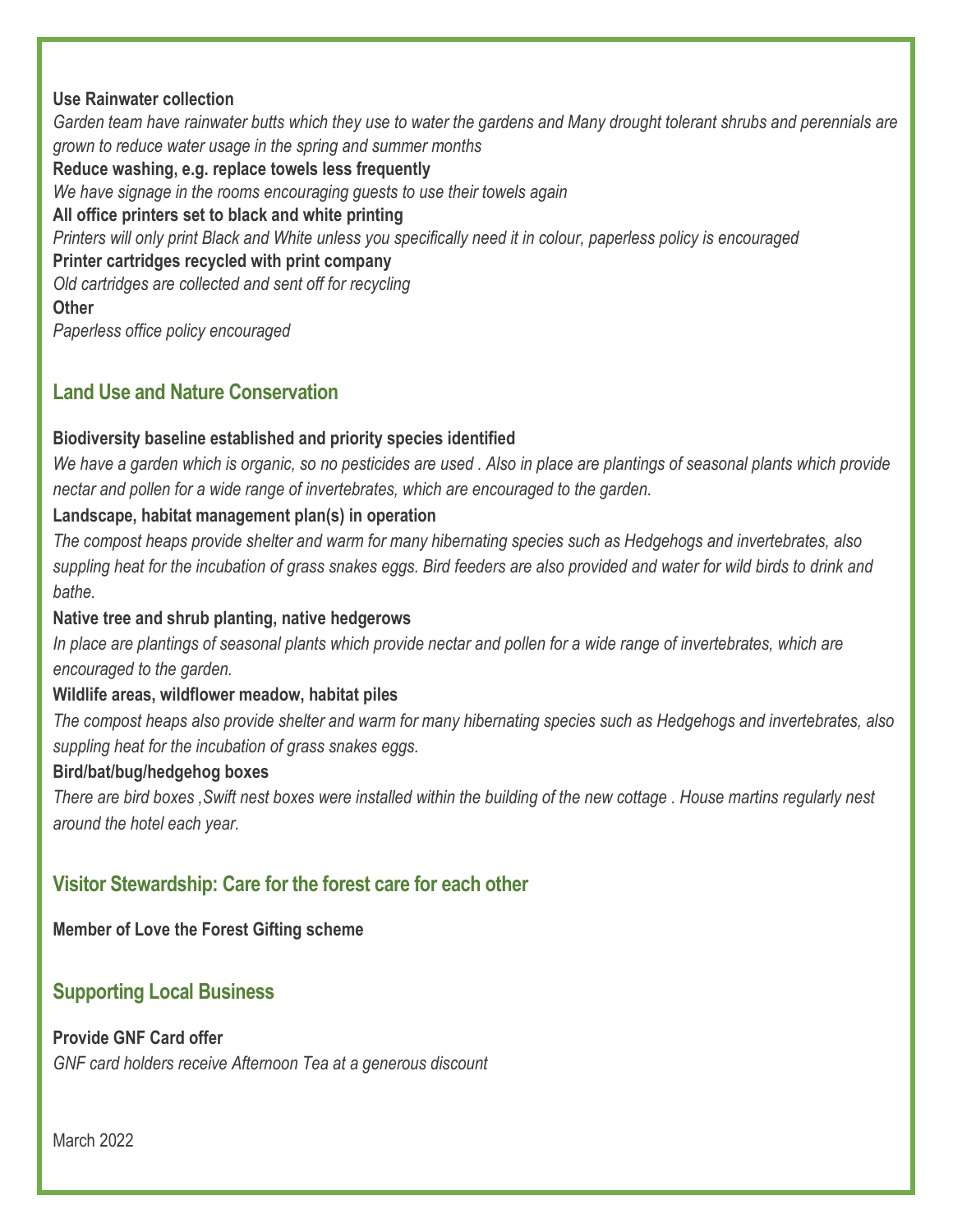**Use Rainwater collection**

*Garden team have rainwater butts which they use to water the gardens and Many drought tolerant shrubs and perennials are grown to reduce water usage in the spring and summer months*

**Reduce washing, e.g. replace towels less frequently**

*We have signage in the rooms encouraging guests to use their towels again*

**All office printers set to black and white printing**

*Printers will only print Black and White unless you specifically need it in colour, paperless policy is encouraged*

**Printer cartridges recycled with print company**

*Old cartridges are collected and sent off for recycling*

**Other**

*Paperless office policy encouraged*

## Land Use and Nature Conservation

**Biodiversity baseline established and priority species identified**

*We have a garden which is organic, so no pesticides are used . Also in place are plantings of seasonal plants which provide nectar and pollen for a wide range of invertebrates, which are encouraged to the garden.*

**Landscape, habitat management plan(s) in operation**

*The compost heaps provide shelter and warm for many hibernating species such as Hedgehogs and invertebrates, also suppling heat for the incubation of grass snakes eggs. Bird feeders are also provided and water for wild birds to drink and bathe.*

**Native tree and shrub planting, native hedgerows**

*In place are plantings of seasonal plants which provide nectar and pollen for a wide range of invertebrates, which are encouraged to the garden.*

**Wildlife areas, wildflower meadow, habitat piles**

*The compost heaps also provide shelter and warm for many hibernating species such as Hedgehogs and invertebrates, also suppling heat for the incubation of grass snakes eggs.*

**Bird/bat/bug/hedgehog boxes**

*There are bird boxes ,Swift nest boxes were installed within the building of the new cottage . House martins regularly nest around the hotel each year.*

## Visitor Stewardship: Care for the forest care for each other

**Member of Love the Forest Gifting scheme**

## Supporting Local Business

**Provide GNF Card offer**

*GNF card holders receive Afternoon Tea at a generous discount*

March 2022